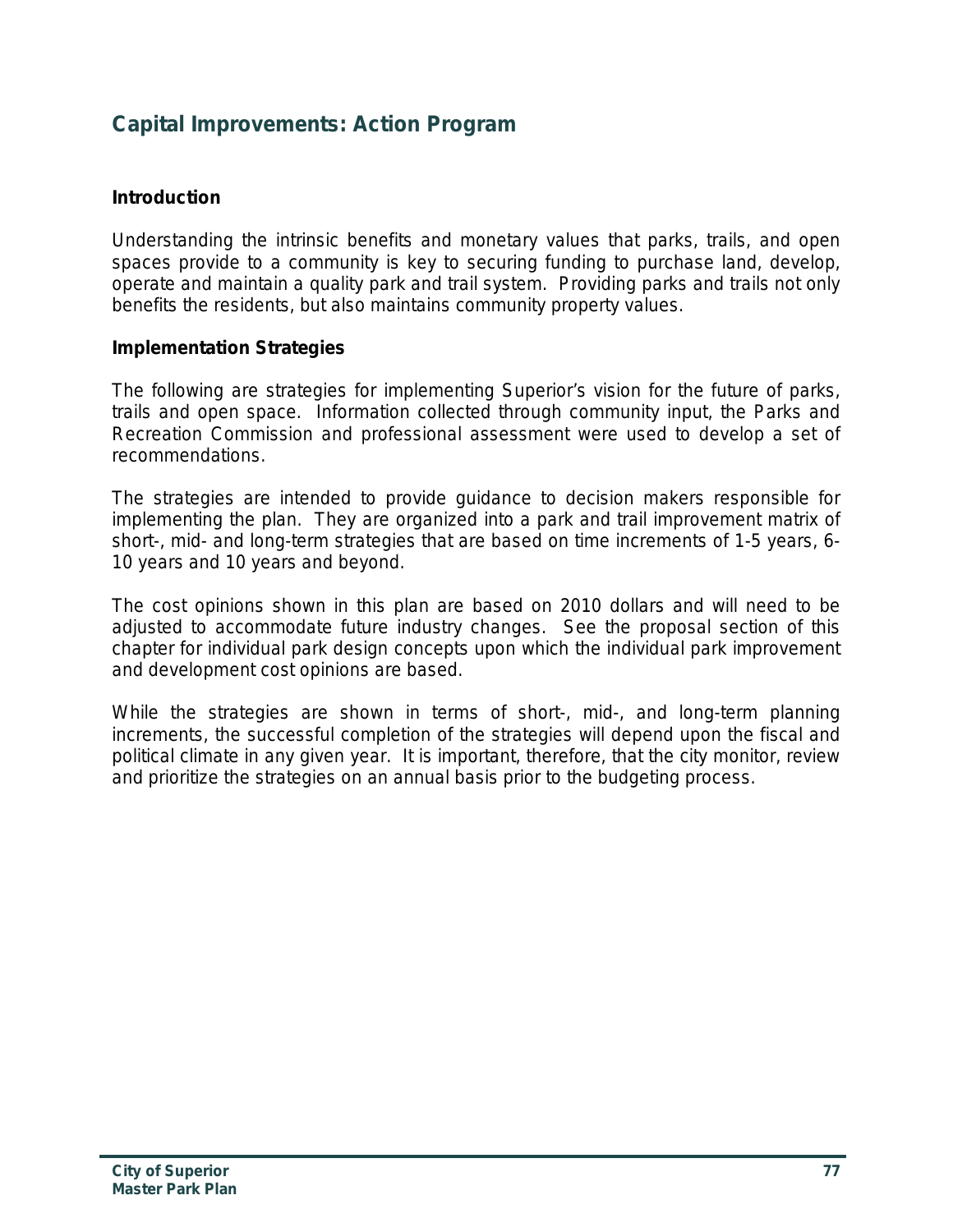# Capital Improvements: Action Program

## Introduction

Understanding the intrinsic benefits and monetary values that parks, trails, and open spaces provide to a community is key to securing funding to purchase land, develop, operate and maintain a quality park and trail system. Providing parks and trails not only benefits the residents, but also maintains community property values.

## Implementation Strategies

The following are strategies for implementing Superior's vision for the future of parks, trails and open space. Information collected through community input, the Parks and Recreation Commission and professional assessment were used to develop a set of recommendations.

The strategies are intended to provide guidance to decision makers responsible for implementing the plan. They are organized into a park and trail improvement matrix of short-, mid- and long-term strategies that are based on time increments of 1-5 years, 6-10 years and 10 years and beyond.

The cost opinions shown in this plan are based on 2010 dollars and will need to be adjusted to accommodate future industry changes. See the proposal section of this chapter for individual park design concepts upon which the individual park improvement and development cost opinions are based.

While the strategies are shown in terms of short-, mid-, and long-term planning increments, the successful completion of the strategies will depend upon the fiscal and political climate in any given year. It is important, therefore, that the city monitor, review and prioritize the strategies on an annual basis prior to the budgeting process.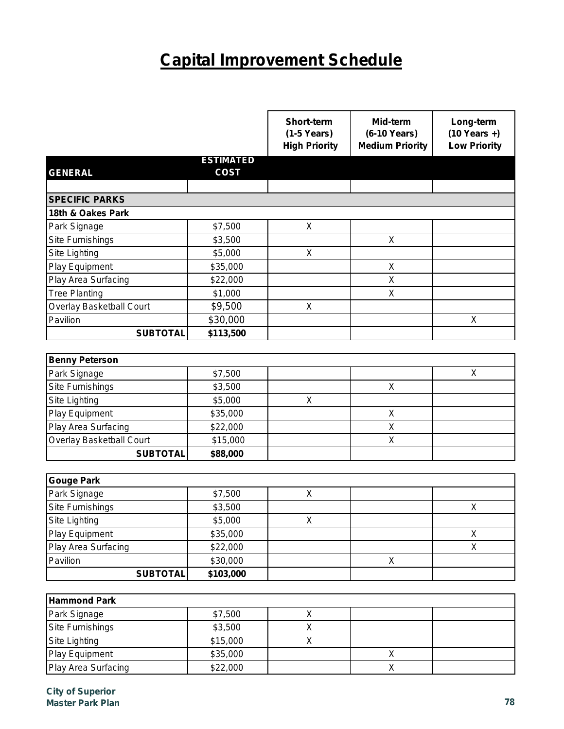# Capital Improvement Schedule

| GENERAL | ESTIMATED COST | Short-term (1-5 Years) High Priority | Mid-term (6-10 Years) Medium Priority | Long-term (10 Years +) Low Priority |
|---|---|---|---|---|
| | | | | |
| **SPECIFIC PARKS** | | | | |
| **18th & Oakes Park** | | | | |
| Park Signage | $7,500 | X | | |
| Site Furnishings | $3,500 | | X | |
| Site Lighting | $5,000 | X | | |
| Play Equipment | $35,000 | | X | |
| Play Area Surfacing | $22,000 | | X | |
| Tree Planting | $1,000 | | X | |
| Overlay Basketball Court | $9,500 | X | | |
| Pavilion | $30,000 | | | X |
| **SUBTOTAL** | **$113,500** | | | |
| | | | | |
| **Benny Peterson** | | | | |
| Park Signage | $7,500 | | | X |
| Site Furnishings | $3,500 | | X | |
| Site Lighting | $5,000 | X | | |
| Play Equipment | $35,000 | | X | |
| Play Area Surfacing | $22,000 | | X | |
| Overlay Basketball Court | $15,000 | | X | |
| **SUBTOTAL** | **$88,000** | | | |
| | | | | |
| **Gouge Park** | | | | |
| Park Signage | $7,500 | X | | |
| Site Furnishings | $3,500 | | | X |
| Site Lighting | $5,000 | X | | |
| Play Equipment | $35,000 | | | X |
| Play Area Surfacing | $22,000 | | | X |
| Pavilion | $30,000 | | X | |
| **SUBTOTAL** | **$103,000** | | | |
| | | | | |
| **Hammond Park** | | | | |
| Park Signage | $7,500 | X | | |
| Site Furnishings | $3,500 | X | | |
| Site Lighting | $15,000 | X | | |
| Play Equipment | $35,000 | | X | |
| Play Area Surfacing | $22,000 | | X | |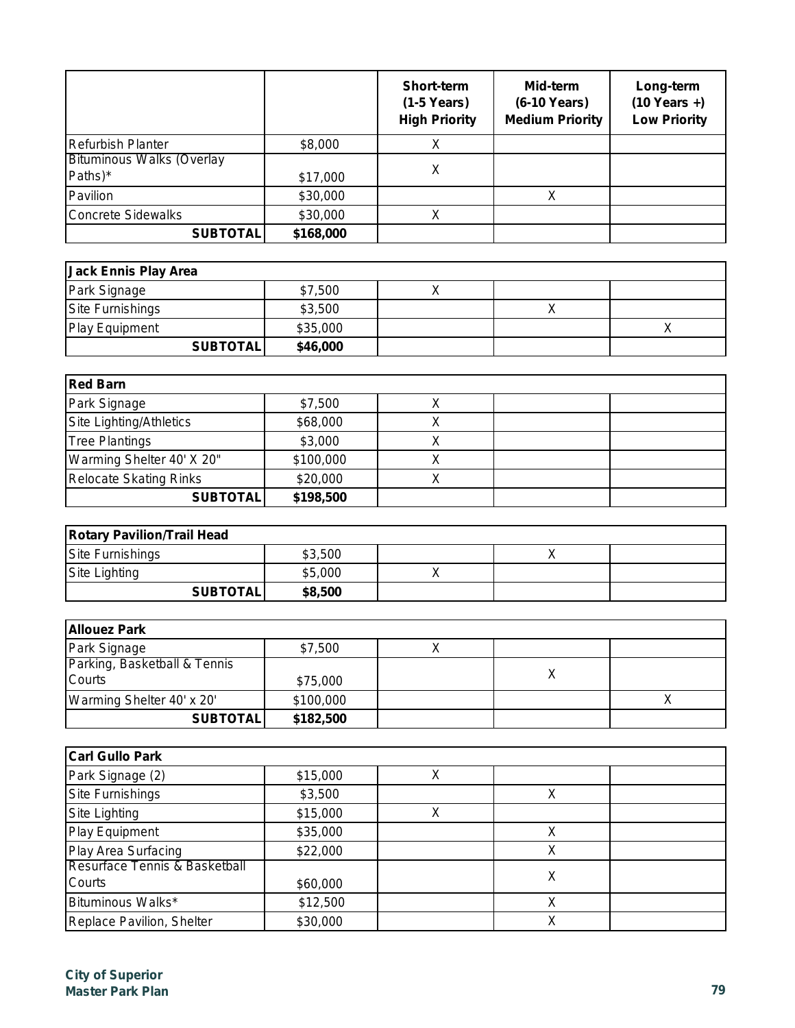| | | Short-term (1-5 Years) High Priority | Mid-term (6-10 Years) Medium Priority | Long-term (10 Years +) Low Priority |
|---|---|---|---|---|
| Refurbish Planter | $8,000 | X | | |
| Bituminous Walks (Overlay Paths)* | $17,000 | X | | |
| Pavilion | $30,000 | | X | |
| Concrete Sidewalks | $30,000 | X | | |
| **SUBTOTAL** | **$168,000** | | | |

| **Jack Ennis Play Area** | | | | |
|---|---|---|---|---|
| Park Signage | $7,500 | X | | |
| Site Furnishings | $3,500 | | X | |
| Play Equipment | $35,000 | | | X |
| **SUBTOTAL** | **$46,000** | | | |

| **Red Barn** | | | | |
|---|---|---|---|---|
| Park Signage | $7,500 | X | | |
| Site Lighting/Athletics | $68,000 | X | | |
| Tree Plantings | $3,000 | X | | |
| Warming Shelter 40' X 20" | $100,000 | X | | |
| Relocate Skating Rinks | $20,000 | X | | |
| **SUBTOTAL** | **$198,500** | | | |

| **Rotary Pavilion/Trail Head** | | | | |
|---|---|---|---|---|
| Site Furnishings | $3,500 | | X | |
| Site Lighting | $5,000 | X | | |
| **SUBTOTAL** | **$8,500** | | | |

| **Allouez Park** | | | | |
|---|---|---|---|---|
| Park Signage | $7,500 | X | | |
| Parking, Basketball & Tennis Courts | $75,000 | | X | |
| Warming Shelter 40' x 20' | $100,000 | | | X |
| **SUBTOTAL** | **$182,500** | | | |

| **Carl Gullo Park** | | | | |
|---|---|---|---|---|
| Park Signage (2) | $15,000 | X | | |
| Site Furnishings | $3,500 | | X | |
| Site Lighting | $15,000 | X | | |
| Play Equipment | $35,000 | | X | |
| Play Area Surfacing | $22,000 | | X | |
| Resurface Tennis & Basketball Courts | $60,000 | | X | |
| Bituminous Walks* | $12,500 | | X | |
| Replace Pavilion, Shelter | $30,000 | | X | |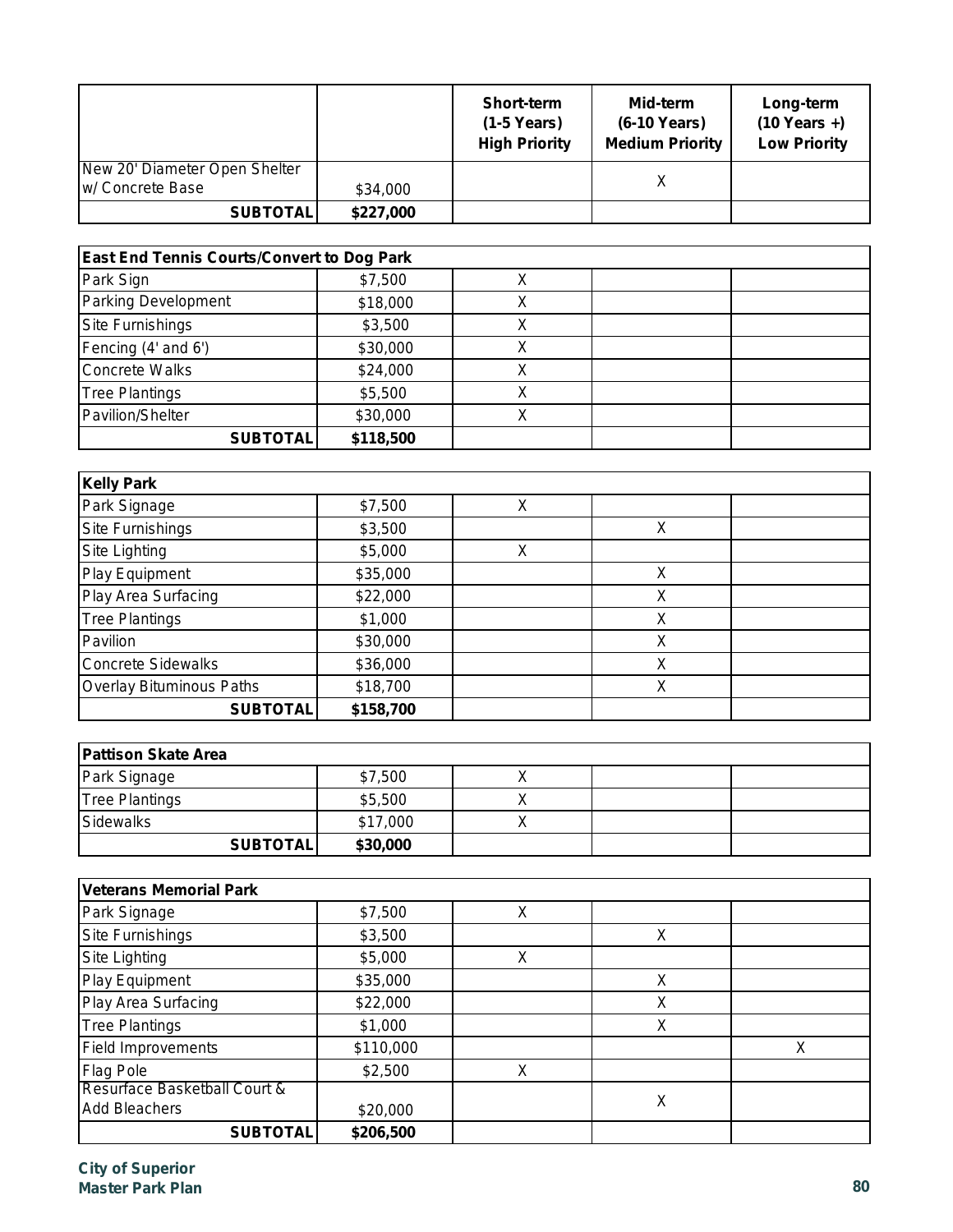| | | Short-term (1-5 Years) High Priority | Mid-term (6-10 Years) Medium Priority | Long-term (10 Years +) Low Priority |
|---|---|---|---|---|
| New 20' Diameter Open Shelter w/ Concrete Base | $34,000 | | X | |
| **SUBTOTAL** | **$227,000** | | | |

| **East End Tennis Courts/Convert to Dog Park** | | | | |
|---|---|---|---|---|
| Park Sign | $7,500 | X | | |
| Parking Development | $18,000 | X | | |
| Site Furnishings | $3,500 | X | | |
| Fencing (4' and 6') | $30,000 | X | | |
| Concrete Walks | $24,000 | X | | |
| Tree Plantings | $5,500 | X | | |
| Pavilion/Shelter | $30,000 | X | | |
| **SUBTOTAL** | **$118,500** | | | |

| **Kelly Park** | | | | |
|---|---|---|---|---|
| Park Signage | $7,500 | X | | |
| Site Furnishings | $3,500 | | X | |
| Site Lighting | $5,000 | X | | |
| Play Equipment | $35,000 | | X | |
| Play Area Surfacing | $22,000 | | X | |
| Tree Plantings | $1,000 | | X | |
| Pavilion | $30,000 | | X | |
| Concrete Sidewalks | $36,000 | | X | |
| Overlay Bituminous Paths | $18,700 | | X | |
| **SUBTOTAL** | **$158,700** | | | |

| **Pattison Skate Area** | | | | |
|---|---|---|---|---|
| Park Signage | $7,500 | X | | |
| Tree Plantings | $5,500 | X | | |
| Sidewalks | $17,000 | X | | |
| **SUBTOTAL** | **$30,000** | | | |

| **Veterans Memorial Park** | | | | |
|---|---|---|---|---|
| Park Signage | $7,500 | X | | |
| Site Furnishings | $3,500 | | X | |
| Site Lighting | $5,000 | X | | |
| Play Equipment | $35,000 | | X | |
| Play Area Surfacing | $22,000 | | X | |
| Tree Plantings | $1,000 | | X | |
| Field Improvements | $110,000 | | | X |
| Flag Pole | $2,500 | X | | |
| Resurface Basketball Court & Add Bleachers | $20,000 | | X | |
| **SUBTOTAL** | **$206,500** | | | |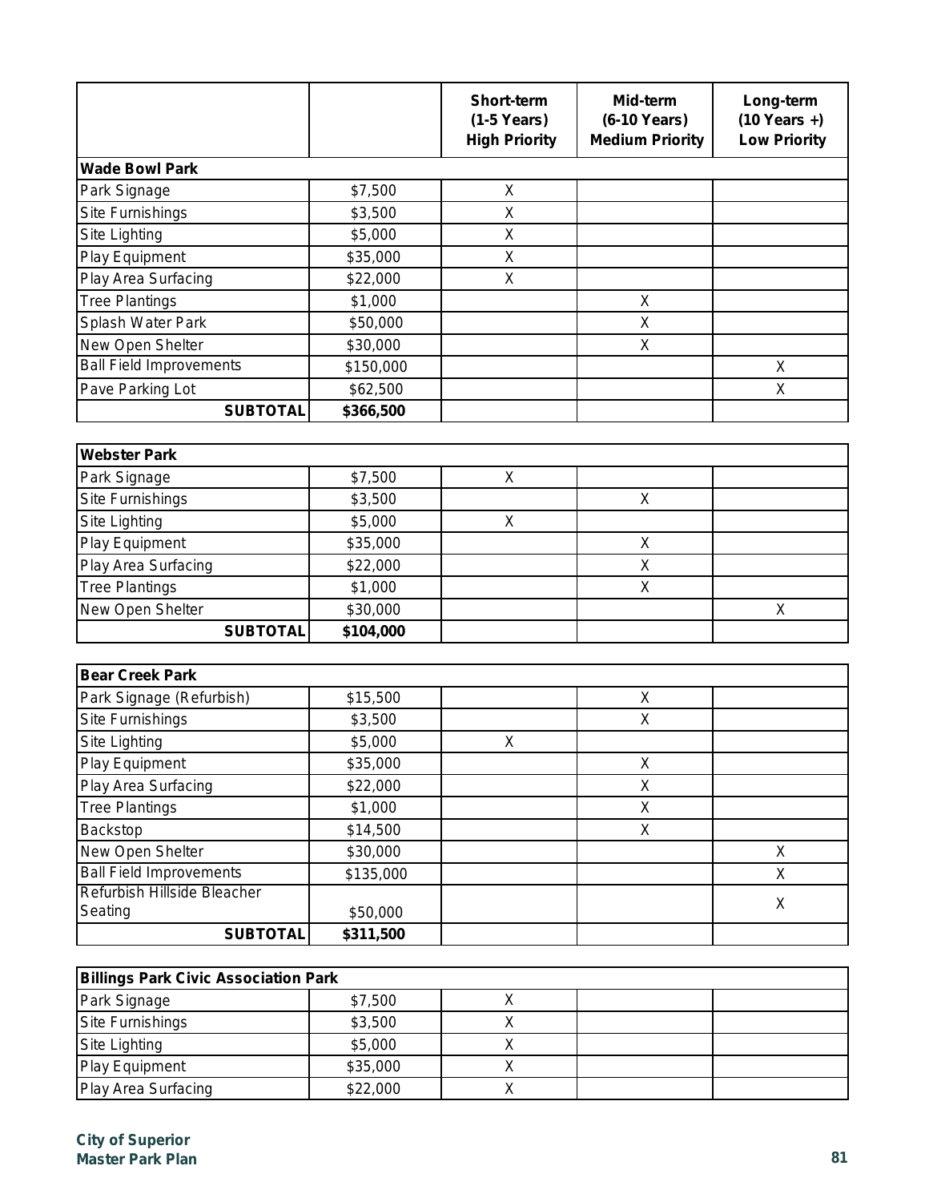| | | Short-term (1-5 Years) High Priority | Mid-term (6-10 Years) Medium Priority | Long-term (10 Years +) Low Priority |
|---|---|---|---|---|
| **Wade Bowl Park** | | | | |
| Park Signage | $7,500 | X | | |
| Site Furnishings | $3,500 | X | | |
| Site Lighting | $5,000 | X | | |
| Play Equipment | $35,000 | X | | |
| Play Area Surfacing | $22,000 | X | | |
| Tree Plantings | $1,000 | | X | |
| Splash Water Park | $50,000 | | X | |
| New Open Shelter | $30,000 | | X | |
| Ball Field Improvements | $150,000 | | | X |
| Pave Parking Lot | $62,500 | | | X |
| **SUBTOTAL** | **$366,500** | | | |

| **Webster Park** | | | | |
|---|---|---|---|---|
| Park Signage | $7,500 | X | | |
| Site Furnishings | $3,500 | | X | |
| Site Lighting | $5,000 | X | | |
| Play Equipment | $35,000 | | X | |
| Play Area Surfacing | $22,000 | | X | |
| Tree Plantings | $1,000 | | X | |
| New Open Shelter | $30,000 | | | X |
| **SUBTOTAL** | **$104,000** | | | |

| **Bear Creek Park** | | | | |
|---|---|---|---|---|
| Park Signage (Refurbish) | $15,500 | | X | |
| Site Furnishings | $3,500 | | X | |
| Site Lighting | $5,000 | X | | |
| Play Equipment | $35,000 | | X | |
| Play Area Surfacing | $22,000 | | X | |
| Tree Plantings | $1,000 | | X | |
| Backstop | $14,500 | | X | |
| New Open Shelter | $30,000 | | | X |
| Ball Field Improvements | $135,000 | | | X |
| Refurbish Hillside Bleacher Seating | $50,000 | | | X |
| **SUBTOTAL** | **$311,500** | | | |

| **Billings Park Civic Association Park** | | | | |
|---|---|---|---|---|
| Park Signage | $7,500 | X | | |
| Site Furnishings | $3,500 | X | | |
| Site Lighting | $5,000 | X | | |
| Play Equipment | $35,000 | X | | |
| Play Area Surfacing | $22,000 | X | | |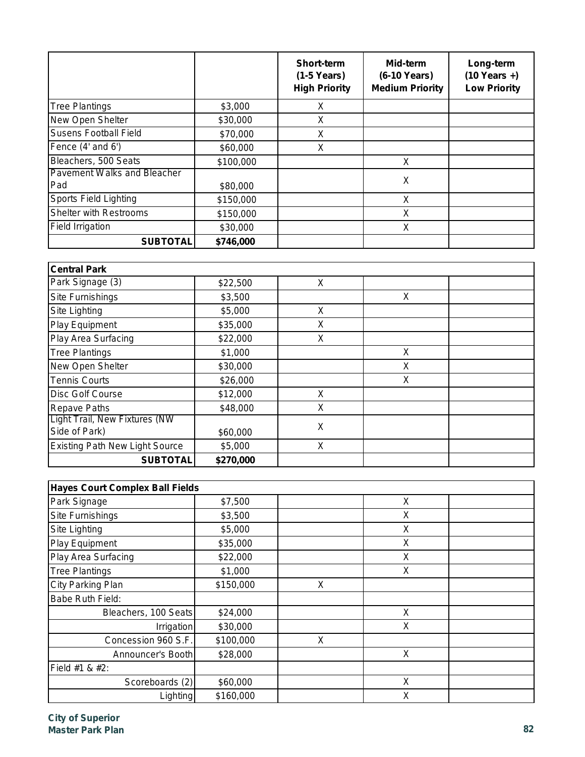| | | Short-term (1-5 Years) High Priority | Mid-term (6-10 Years) Medium Priority | Long-term (10 Years +) Low Priority |
|---|---|---|---|---|
| Tree Plantings | $3,000 | X | | |
| New Open Shelter | $30,000 | X | | |
| Susens Football Field | $70,000 | X | | |
| Fence (4' and 6') | $60,000 | X | | |
| Bleachers, 500 Seats | $100,000 | | X | |
| Pavement Walks and Bleacher Pad | $80,000 | | X | |
| Sports Field Lighting | $150,000 | | X | |
| Shelter with Restrooms | $150,000 | | X | |
| Field Irrigation | $30,000 | | X | |
| **SUBTOTAL** | **$746,000** | | | |

| **Central Park** | | | | |
|---|---|---|---|---|
| Park Signage (3) | $22,500 | X | | |
| Site Furnishings | $3,500 | | X | |
| Site Lighting | $5,000 | X | | |
| Play Equipment | $35,000 | X | | |
| Play Area Surfacing | $22,000 | X | | |
| Tree Plantings | $1,000 | | X | |
| New Open Shelter | $30,000 | | X | |
| Tennis Courts | $26,000 | | X | |
| Disc Golf Course | $12,000 | X | | |
| Repave Paths | $48,000 | X | | |
| Light Trail, New Fixtures (NW Side of Park) | $60,000 | X | | |
| Existing Path New Light Source | $5,000 | X | | |
| **SUBTOTAL** | **$270,000** | | | |

| **Hayes Court Complex Ball Fields** | | | | |
|---|---|---|---|---|
| Park Signage | $7,500 | | X | |
| Site Furnishings | $3,500 | | X | |
| Site Lighting | $5,000 | | X | |
| Play Equipment | $35,000 | | X | |
| Play Area Surfacing | $22,000 | | X | |
| Tree Plantings | $1,000 | | X | |
| City Parking Plan | $150,000 | X | | |
| Babe Ruth Field: | | | | |
| Bleachers, 100 Seats | $24,000 | | X | |
| Irrigation | $30,000 | | X | |
| Concession 960 S.F. | $100,000 | X | | |
| Announcer's Booth | $28,000 | | X | |
| Field #1 & #2: | | | | |
| Scoreboards (2) | $60,000 | | X | |
| Lighting | $160,000 | | X | |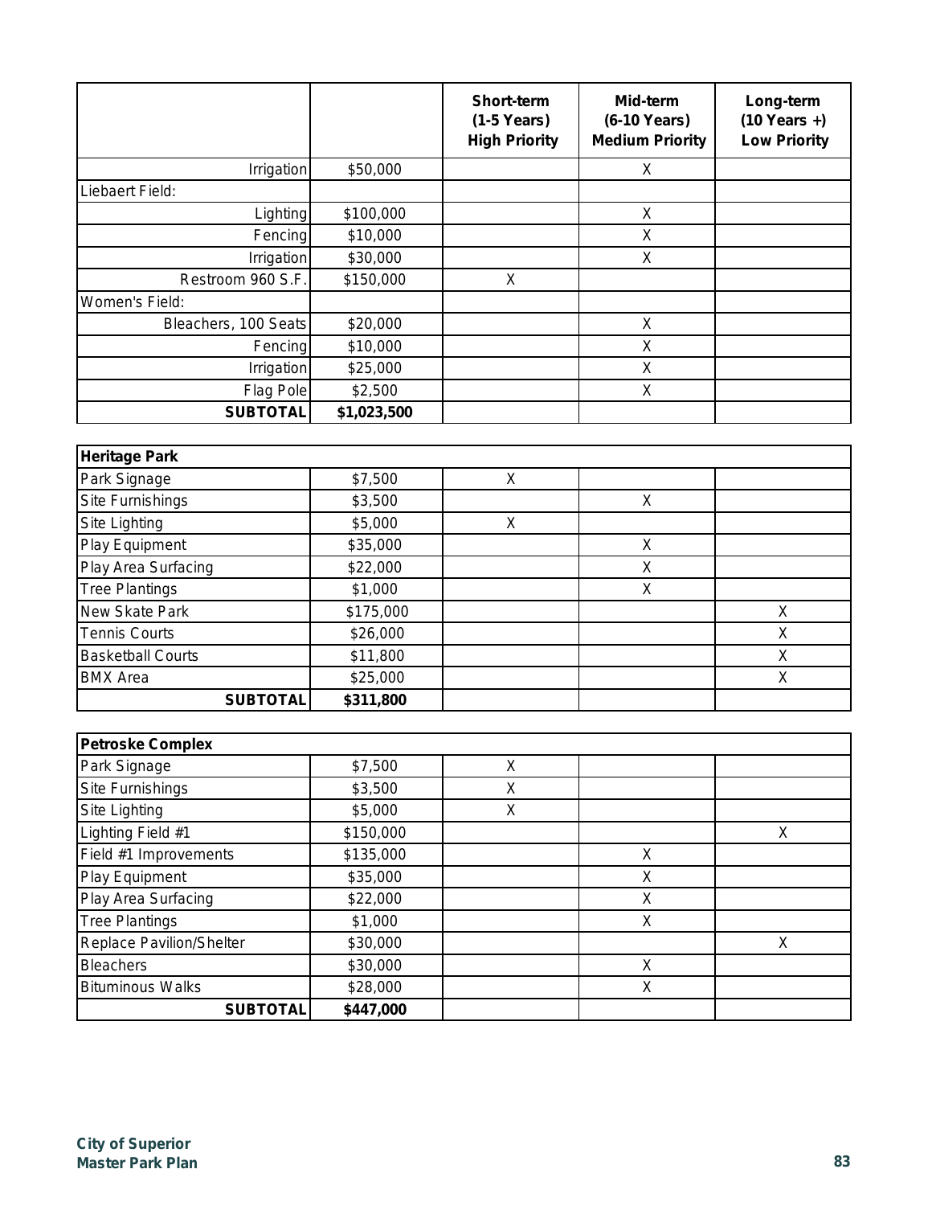| | | Short-term (1-5 Years) High Priority | Mid-term (6-10 Years) Medium Priority | Long-term (10 Years +) Low Priority |
|---|---|---|---|---|
| Irrigation | $50,000 | | X | |
| Liebaert Field: | | | | |
| Lighting | $100,000 | | X | |
| Fencing | $10,000 | | X | |
| Irrigation | $30,000 | | X | |
| Restroom 960 S.F. | $150,000 | X | | |
| Women's Field: | | | | |
| Bleachers, 100 Seats | $20,000 | | X | |
| Fencing | $10,000 | | X | |
| Irrigation | $25,000 | | X | |
| Flag Pole | $2,500 | | X | |
| **SUBTOTAL** | **$1,023,500** | | | |

| **Heritage Park** | | | | |
|---|---|---|---|---|
| Park Signage | $7,500 | X | | |
| Site Furnishings | $3,500 | | X | |
| Site Lighting | $5,000 | X | | |
| Play Equipment | $35,000 | | X | |
| Play Area Surfacing | $22,000 | | X | |
| Tree Plantings | $1,000 | | X | |
| New Skate Park | $175,000 | | | X |
| Tennis Courts | $26,000 | | | X |
| Basketball Courts | $11,800 | | | X |
| BMX Area | $25,000 | | | X |
| **SUBTOTAL** | **$311,800** | | | |

| **Petroske Complex** | | | | |
|---|---|---|---|---|
| Park Signage | $7,500 | X | | |
| Site Furnishings | $3,500 | X | | |
| Site Lighting | $5,000 | X | | |
| Lighting Field #1 | $150,000 | | | X |
| Field #1 Improvements | $135,000 | | X | |
| Play Equipment | $35,000 | | X | |
| Play Area Surfacing | $22,000 | | X | |
| Tree Plantings | $1,000 | | X | |
| Replace Pavilion/Shelter | $30,000 | | | X |
| Bleachers | $30,000 | | X | |
| Bituminous Walks | $28,000 | | X | |
| **SUBTOTAL** | **$447,000** | | | |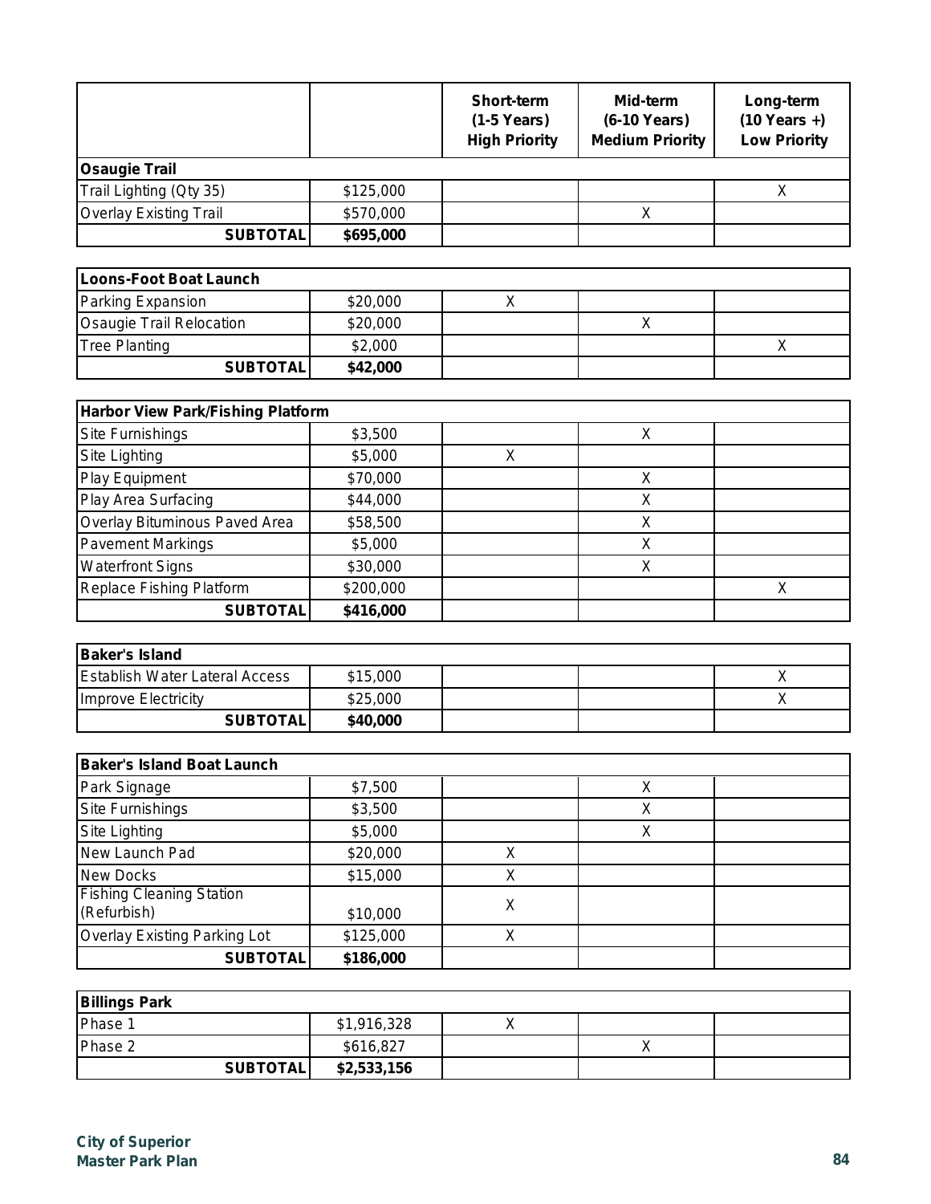| | | Short-term (1-5 Years) High Priority | Mid-term (6-10 Years) Medium Priority | Long-term (10 Years +) Low Priority |
|---|---|---|---|---|
| **Osaugie Trail** | | | | |
| Trail Lighting (Qty 35) | $125,000 | | | X |
| Overlay Existing Trail | $570,000 | | X | |
| **SUBTOTAL** | **$695,000** | | | |

| | | | | |
|---|---|---|---|---|
| **Loons-Foot Boat Launch** | | | | |
| Parking Expansion | $20,000 | X | | |
| Osaugie Trail Relocation | $20,000 | | X | |
| Tree Planting | $2,000 | | | X |
| **SUBTOTAL** | **$42,000** | | | |

| | | | | |
|---|---|---|---|---|
| **Harbor View Park/Fishing Platform** | | | | |
| Site Furnishings | $3,500 | | X | |
| Site Lighting | $5,000 | X | | |
| Play Equipment | $70,000 | | X | |
| Play Area Surfacing | $44,000 | | X | |
| Overlay Bituminous Paved Area | $58,500 | | X | |
| Pavement Markings | $5,000 | | X | |
| Waterfront Signs | $30,000 | | X | |
| Replace Fishing Platform | $200,000 | | | X |
| **SUBTOTAL** | **$416,000** | | | |

| | | | | |
|---|---|---|---|---|
| **Baker's Island** | | | | |
| Establish Water Lateral Access | $15,000 | | | X |
| Improve Electricity | $25,000 | | | X |
| **SUBTOTAL** | **$40,000** | | | |

| | | | | |
|---|---|---|---|---|
| **Baker's Island Boat Launch** | | | | |
| Park Signage | $7,500 | | X | |
| Site Furnishings | $3,500 | | X | |
| Site Lighting | $5,000 | | X | |
| New Launch Pad | $20,000 | X | | |
| New Docks | $15,000 | X | | |
| Fishing Cleaning Station (Refurbish) | $10,000 | X | | |
| Overlay Existing Parking Lot | $125,000 | X | | |
| **SUBTOTAL** | **$186,000** | | | |

| | | | | |
|---|---|---|---|---|
| **Billings Park** | | | | |
| Phase 1 | $1,916,328 | X | | |
| Phase 2 | $616,827 | | X | |
| **SUBTOTAL** | **$2,533,156** | | | |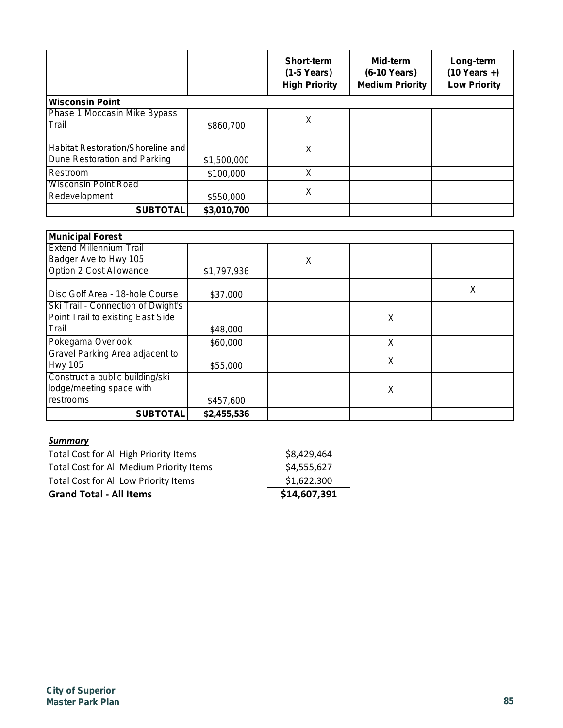| | | Short-term (1-5 Years) High Priority | Mid-term (6-10 Years) Medium Priority | Long-term (10 Years +) Low Priority |
|---|---|---|---|---|
| **Wisconsin Point** | | | | |
| Phase 1 Moccasin Mike Bypass Trail | $860,700 | X | | |
| Habitat Restoration/Shoreline and Dune Restoration and Parking | $1,500,000 | X | | |
| Restroom | $100,000 | X | | |
| Wisconsin Point Road Redevelopment | $550,000 | X | | |
| **SUBTOTAL** | **$3,010,700** | | | |

| | | | | |
|---|---|---|---|---|
| **Municipal Forest** | | | | |
| Extend Millennium Trail Badger Ave to Hwy 105 Option 2 Cost Allowance | $1,797,936 | X | | |
| Disc Golf Area - 18-hole Course | $37,000 | | | X |
| Ski Trail - Connection of Dwight's Point Trail to existing East Side Trail | $48,000 | | X | |
| Pokegama Overlook | $60,000 | | X | |
| Gravel Parking Area adjacent to Hwy 105 | $55,000 | | X | |
| Construct a public building/ski lodge/meeting space with restrooms | $457,600 | | X | |
| **SUBTOTAL** | **$2,455,536** | | | |

***Summary***

| | |
|---|---|
| Total Cost for All High Priority Items | $8,429,464 |
| Total Cost for All Medium Priority Items | $4,555,627 |
| Total Cost for All Low Priority Items | $1,622,300 |
| **Grand Total - All Items** | **$14,607,391** |